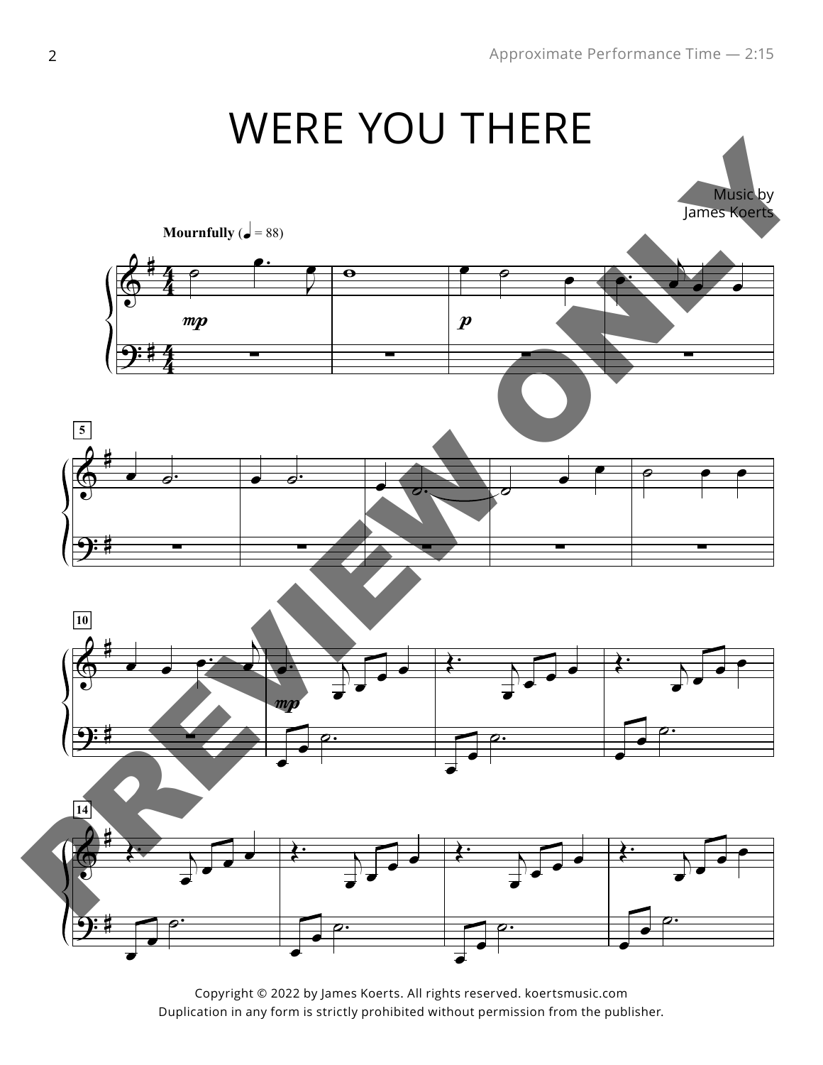# WERE YOU THERE

Music by
James Koerts

**Mournfully** (♩ = 88)

Copyright © 2022 by James Koerts. All rights reserved. koertsmusic.com
Duplication in any form is strictly prohibited without permission from the publisher.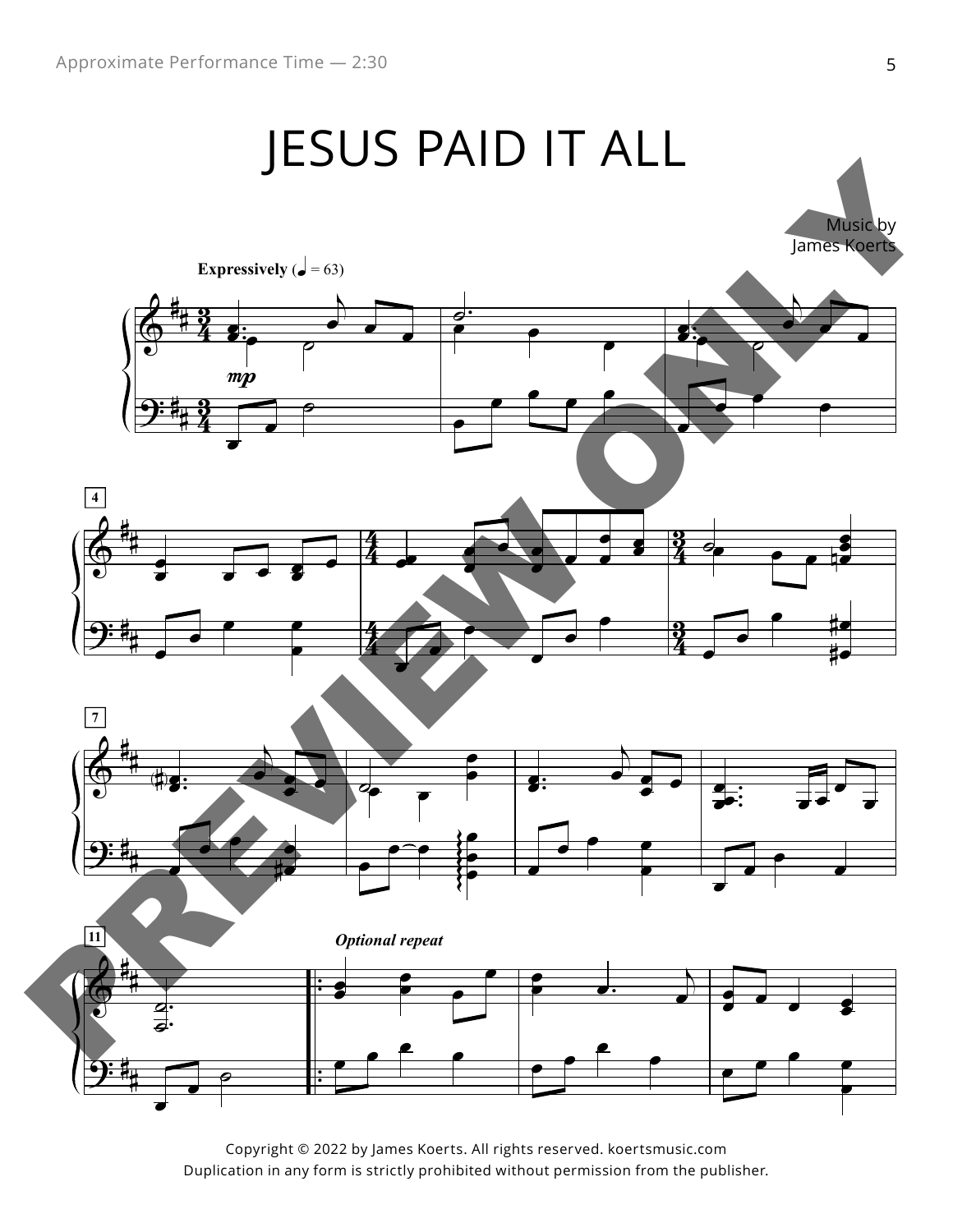Approximate Performance Time — 2:30

# JESUS PAID IT ALL

Music by
James Koerts

**Expressively** (♩ = 63)

*mp*

*Optional repeat*

PREVIEW ONLY

Copyright © 2022 by James Koerts. All rights reserved. koertsmusic.com
Duplication in any form is strictly prohibited without permission from the publisher.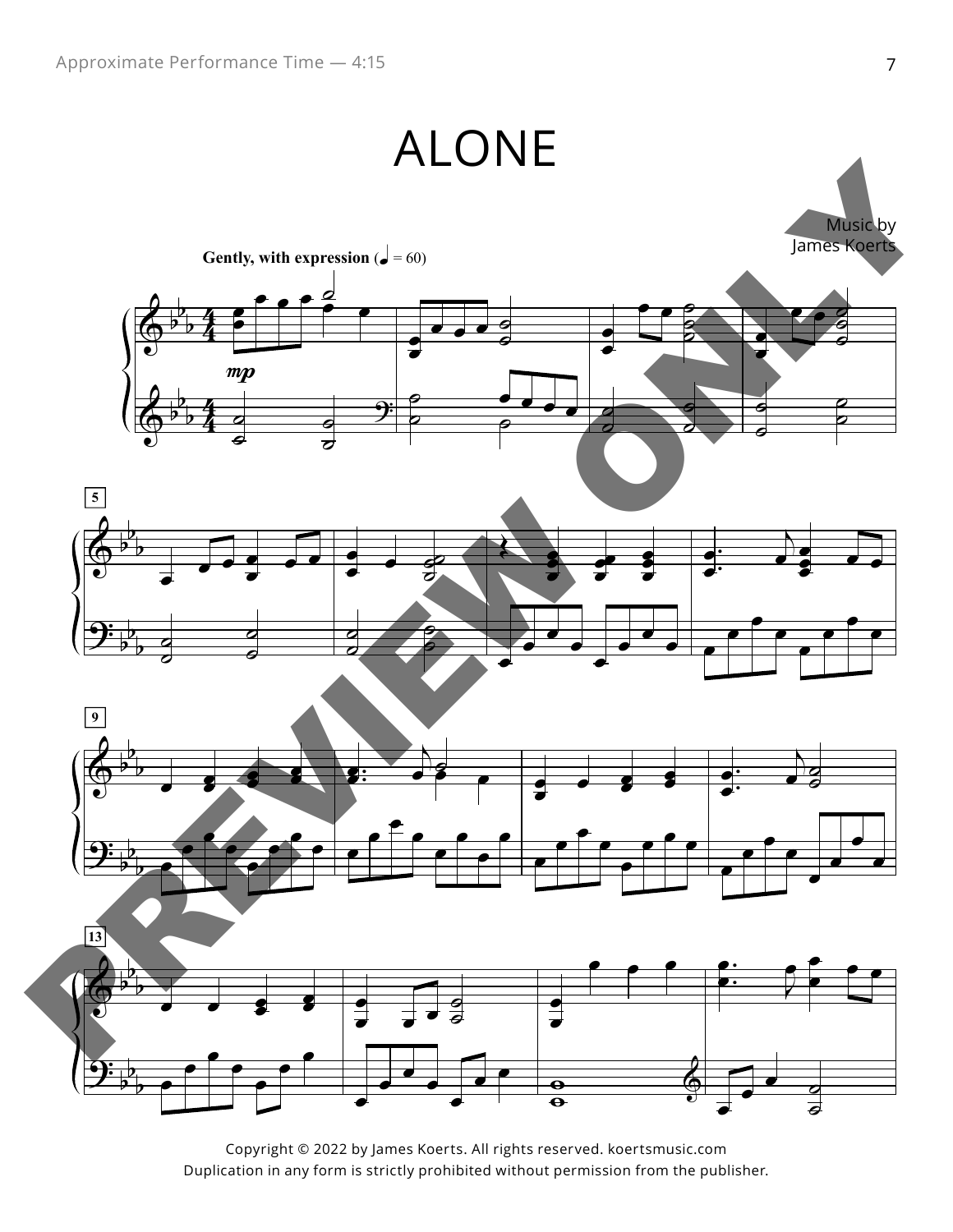Approximate Performance Time — 4:15

# ALONE

Music by
James Koerts

**Gently, with expression** (♩ = 60)

*mp*

Copyright © 2022 by James Koerts. All rights reserved. koertsmusic.com
Duplication in any form is strictly prohibited without permission from the publisher.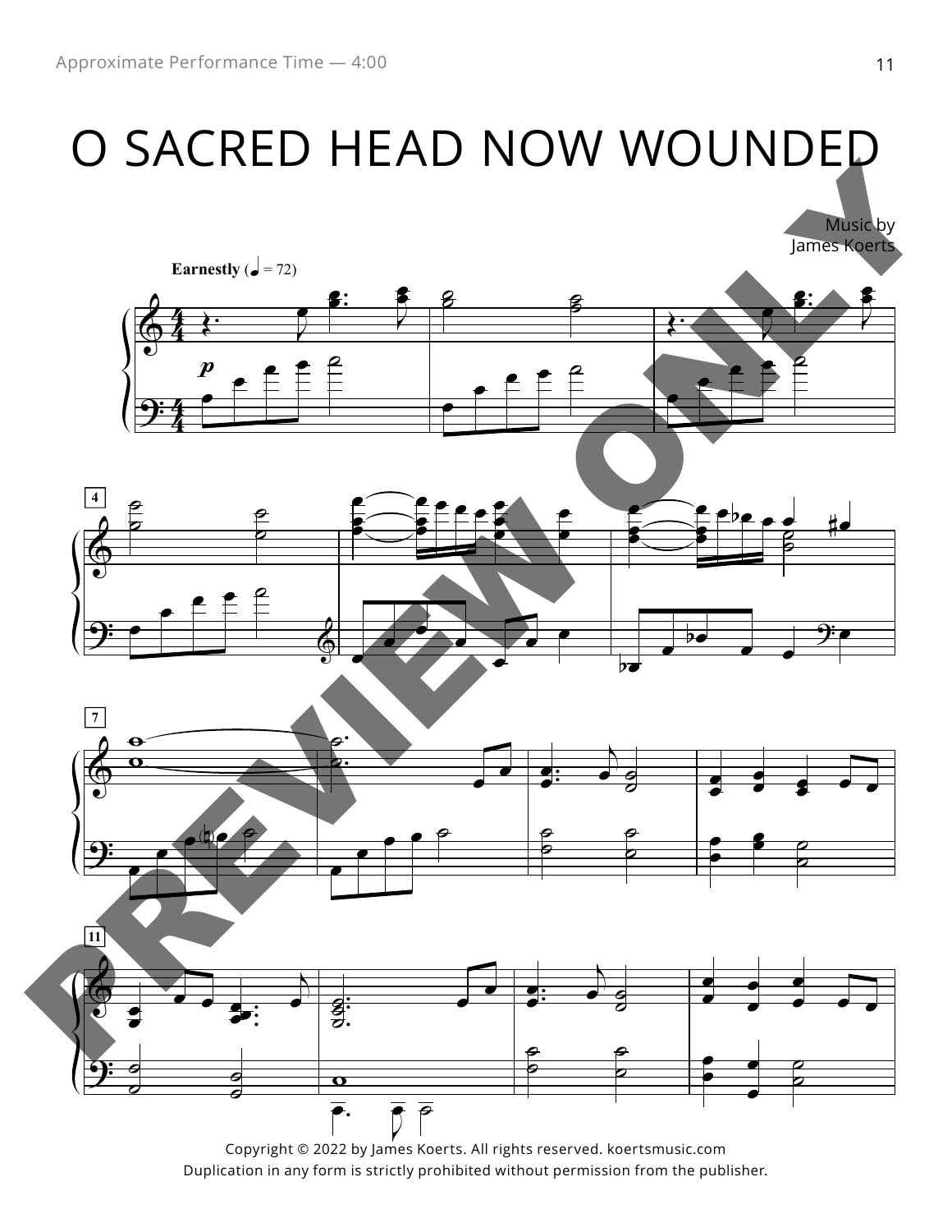Approximate Performance Time — 4:00

# O SACRED HEAD NOW WOUNDED

Music by
James Koerts

**Earnestly** (♩ = 72)

Copyright © 2022 by James Koerts. All rights reserved. koertsmusic.com
Duplication in any form is strictly prohibited without permission from the publisher.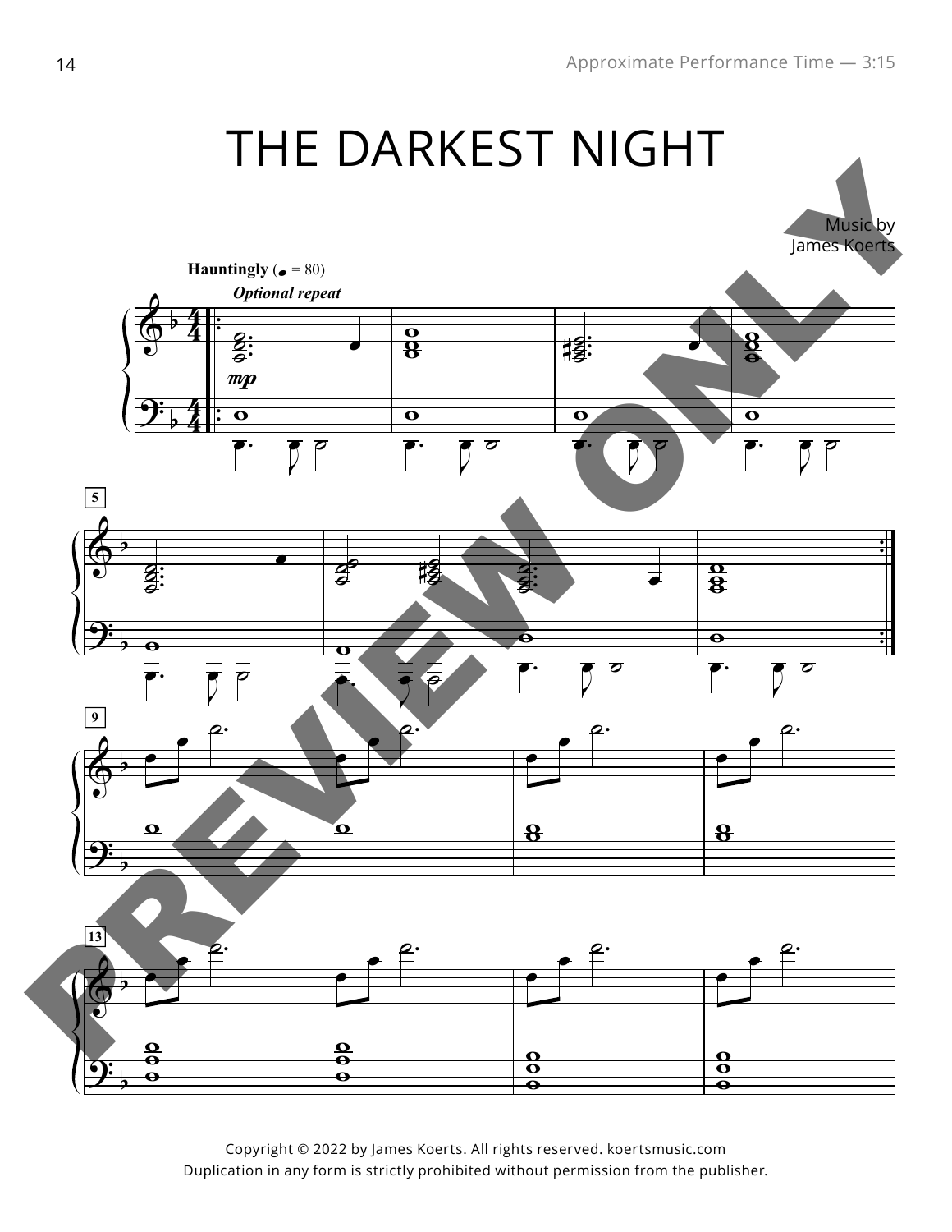Approximate Performance Time — 3:15

# THE DARKEST NIGHT

Music by
James Koerts

**Hauntingly** (♩ = 80)

***Optional repeat***

*mp*

5

9

13

PREVIEW ONLY

Copyright © 2022 by James Koerts. All rights reserved. koertsmusic.com
Duplication in any form is strictly prohibited without permission from the publisher.